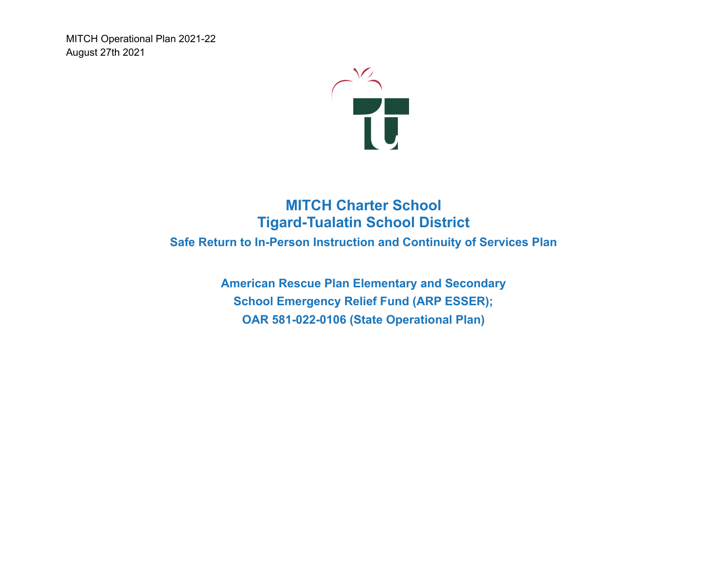MITCH Operational Plan 2021-22
August 27th 2021

# MITCH Charter School
# Tigard-Tualatin School District

## Safe Return to In-Person Instruction and Continuity of Services Plan

**American Rescue Plan Elementary and Secondary School Emergency Relief Fund (ARP ESSER); OAR 581-022-0106 (State Operational Plan)**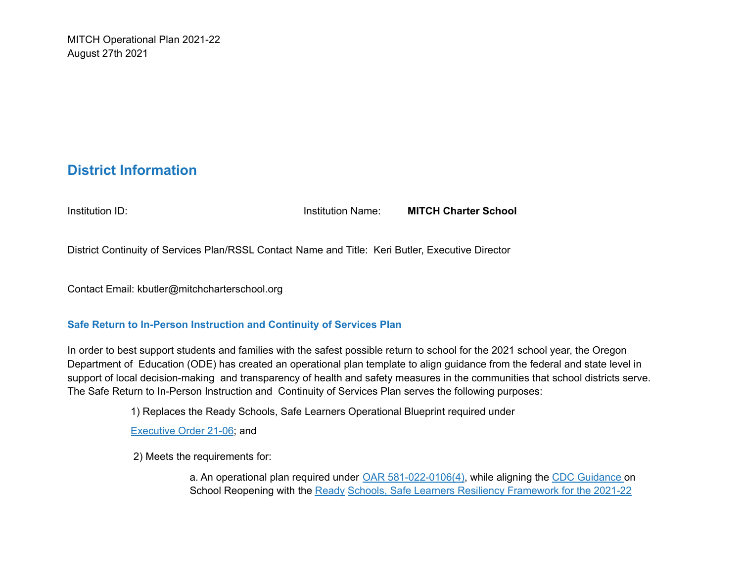MITCH Operational Plan 2021-22
August 27th 2021

## District Information

Institution ID: Institution Name: **MITCH Charter School**

District Continuity of Services Plan/RSSL Contact Name and Title: Keri Butler, Executive Director

Contact Email: kbutler@mitchcharterschool.org

### Safe Return to In-Person Instruction and Continuity of Services Plan

In order to best support students and families with the safest possible return to school for the 2021 school year, the Oregon Department of Education (ODE) has created an operational plan template to align guidance from the federal and state level in support of local decision-making and transparency of health and safety measures in the communities that school districts serve. The Safe Return to In-Person Instruction and Continuity of Services Plan serves the following purposes:

1) Replaces the Ready Schools, Safe Learners Operational Blueprint required under [Executive Order 21-06](); and

2) Meets the requirements for:

a. An operational plan required under [OAR 581-022-0106(4)](), while aligning the [CDC Guidance]() on School Reopening with the [Ready Schools, Safe Learners Resiliency Framework for the 2021-22]()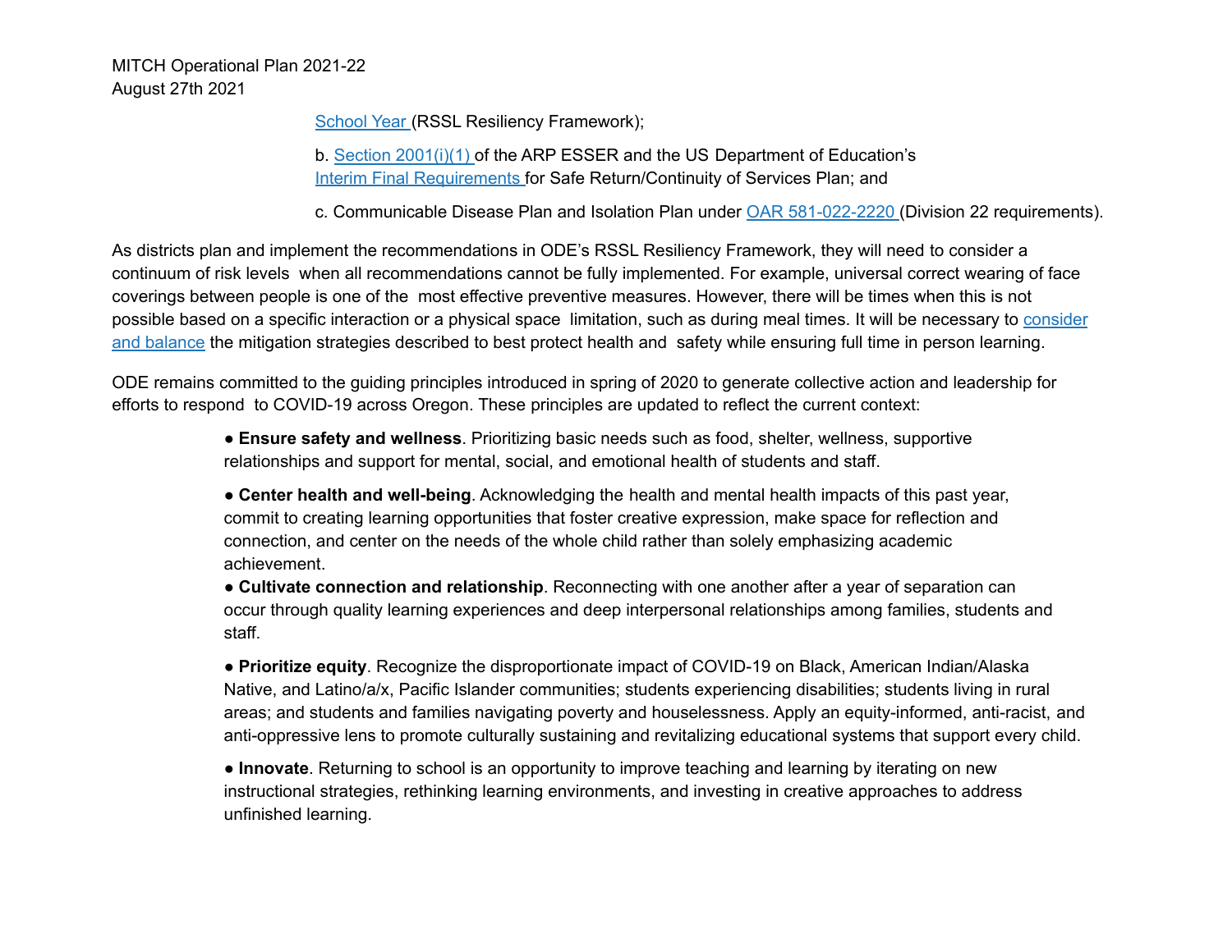School Year (RSSL Resiliency Framework);

b. Section 2001(i)(1) of the ARP ESSER and the US Department of Education's Interim Final Requirements for Safe Return/Continuity of Services Plan; and

c. Communicable Disease Plan and Isolation Plan under OAR 581-022-2220 (Division 22 requirements).

As districts plan and implement the recommendations in ODE's RSSL Resiliency Framework, they will need to consider a continuum of risk levels when all recommendations cannot be fully implemented. For example, universal correct wearing of face coverings between people is one of the most effective preventive measures. However, there will be times when this is not possible based on a specific interaction or a physical space limitation, such as during meal times. It will be necessary to consider and balance the mitigation strategies described to best protect health and safety while ensuring full time in person learning.

ODE remains committed to the guiding principles introduced in spring of 2020 to generate collective action and leadership for efforts to respond to COVID-19 across Oregon. These principles are updated to reflect the current context:

- **Ensure safety and wellness**. Prioritizing basic needs such as food, shelter, wellness, supportive relationships and support for mental, social, and emotional health of students and staff.
- **Center health and well-being**. Acknowledging the health and mental health impacts of this past year, commit to creating learning opportunities that foster creative expression, make space for reflection and connection, and center on the needs of the whole child rather than solely emphasizing academic achievement.
- **Cultivate connection and relationship**. Reconnecting with one another after a year of separation can occur through quality learning experiences and deep interpersonal relationships among families, students and staff.
- **Prioritize equity**. Recognize the disproportionate impact of COVID-19 on Black, American Indian/Alaska Native, and Latino/a/x, Pacific Islander communities; students experiencing disabilities; students living in rural areas; and students and families navigating poverty and houselessness. Apply an equity-informed, anti-racist, and anti-oppressive lens to promote culturally sustaining and revitalizing educational systems that support every child.
- **Innovate**. Returning to school is an opportunity to improve teaching and learning by iterating on new instructional strategies, rethinking learning environments, and investing in creative approaches to address unfinished learning.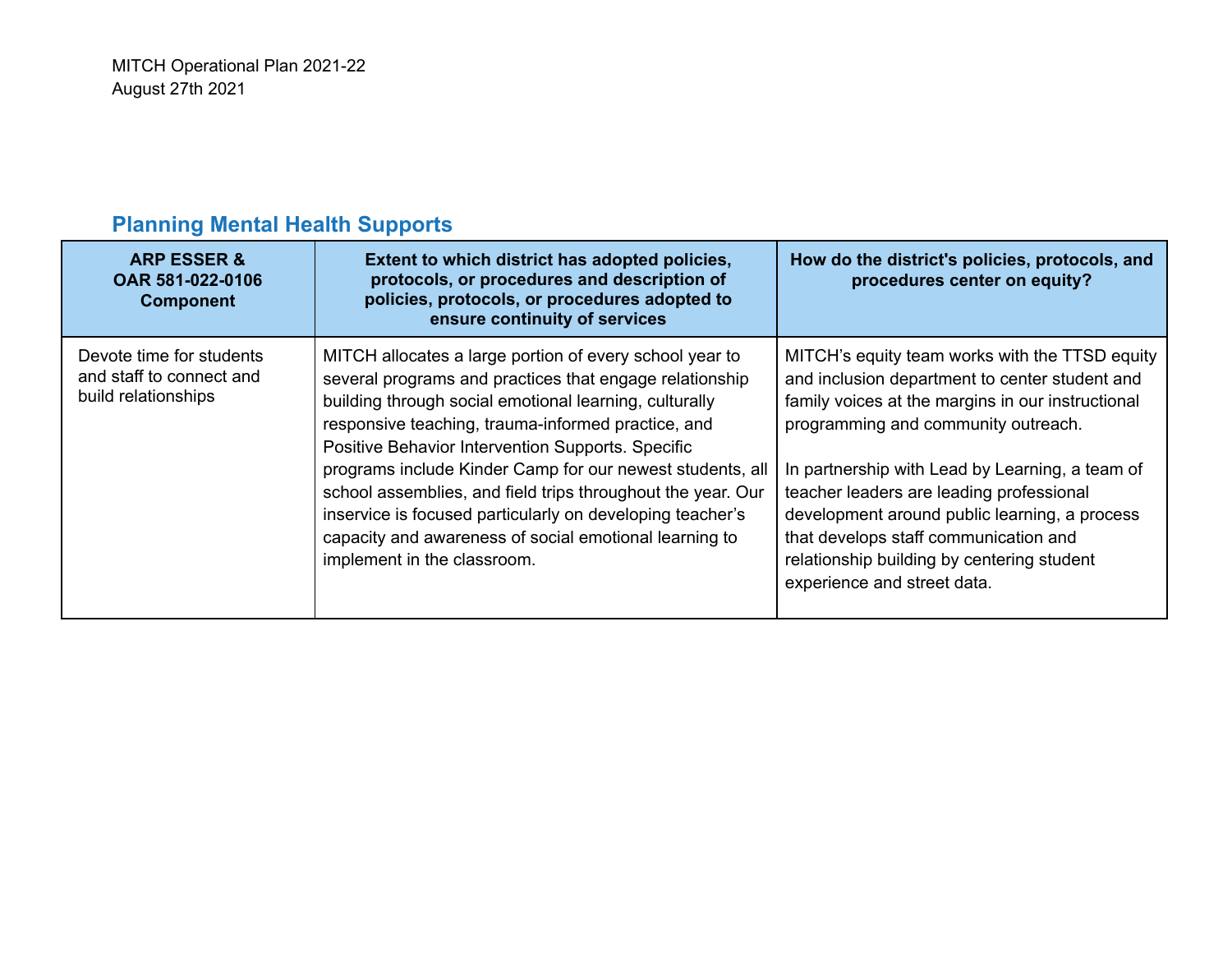MITCH Operational Plan 2021-22
August 27th 2021

## Planning Mental Health Supports

| ARP ESSER & OAR 581-022-0106 Component | Extent to which district has adopted policies, protocols, or procedures and description of policies, protocols, or procedures adopted to ensure continuity of services | How do the district's policies, protocols, and procedures center on equity? |
|---|---|---|
| Devote time for students and staff to connect and build relationships | MITCH allocates a large portion of every school year to several programs and practices that engage relationship building through social emotional learning, culturally responsive teaching, trauma-informed practice, and Positive Behavior Intervention Supports. Specific programs include Kinder Camp for our newest students, all school assemblies, and field trips throughout the year. Our inservice is focused particularly on developing teacher's capacity and awareness of social emotional learning to implement in the classroom. | MITCH's equity team works with the TTSD equity and inclusion department to center student and family voices at the margins in our instructional programming and community outreach.<br><br>In partnership with Lead by Learning, a team of teacher leaders are leading professional development around public learning, a process that develops staff communication and relationship building by centering student experience and street data. |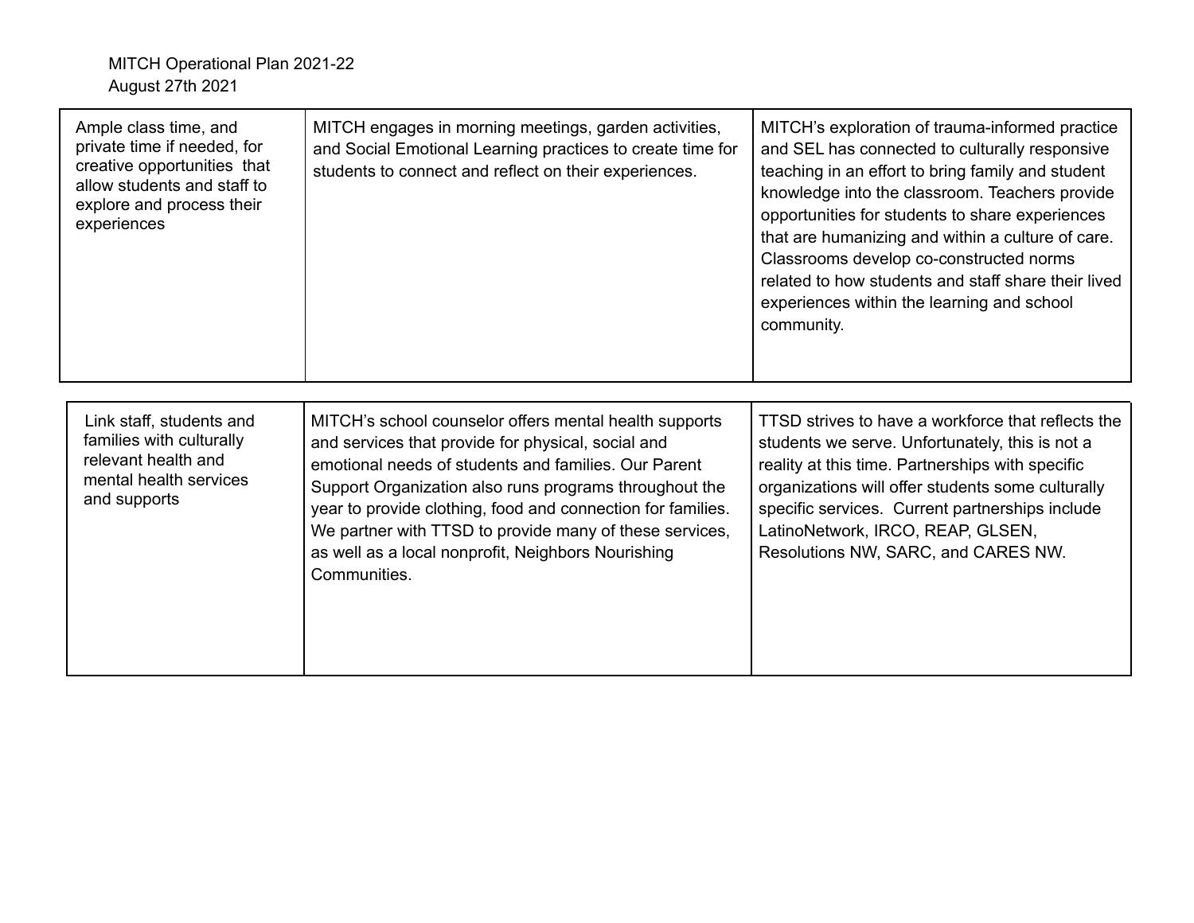MITCH Operational Plan 2021-22
August 27th 2021

| | | |
|---|---|---|
| Ample class time, and private time if needed, for creative opportunities that allow students and staff to explore and process their experiences | MITCH engages in morning meetings, garden activities, and Social Emotional Learning practices to create time for students to connect and reflect on their experiences. | MITCH's exploration of trauma-informed practice and SEL has connected to culturally responsive teaching in an effort to bring family and student knowledge into the classroom. Teachers provide opportunities for students to share experiences that are humanizing and within a culture of care. Classrooms develop co-constructed norms related to how students and staff share their lived experiences within the learning and school community. |

| | | |
|---|---|---|
| Link staff, students and families with culturally relevant health and mental health services and supports | MITCH's school counselor offers mental health supports and services that provide for physical, social and emotional needs of students and families. Our Parent Support Organization also runs programs throughout the year to provide clothing, food and connection for families. We partner with TTSD to provide many of these services, as well as a local nonprofit, Neighbors Nourishing Communities. | TTSD strives to have a workforce that reflects the students we serve. Unfortunately, this is not a reality at this time. Partnerships with specific organizations will offer students some culturally specific services. Current partnerships include LatinoNetwork, IRCO, REAP, GLSEN, Resolutions NW, SARC, and CARES NW. |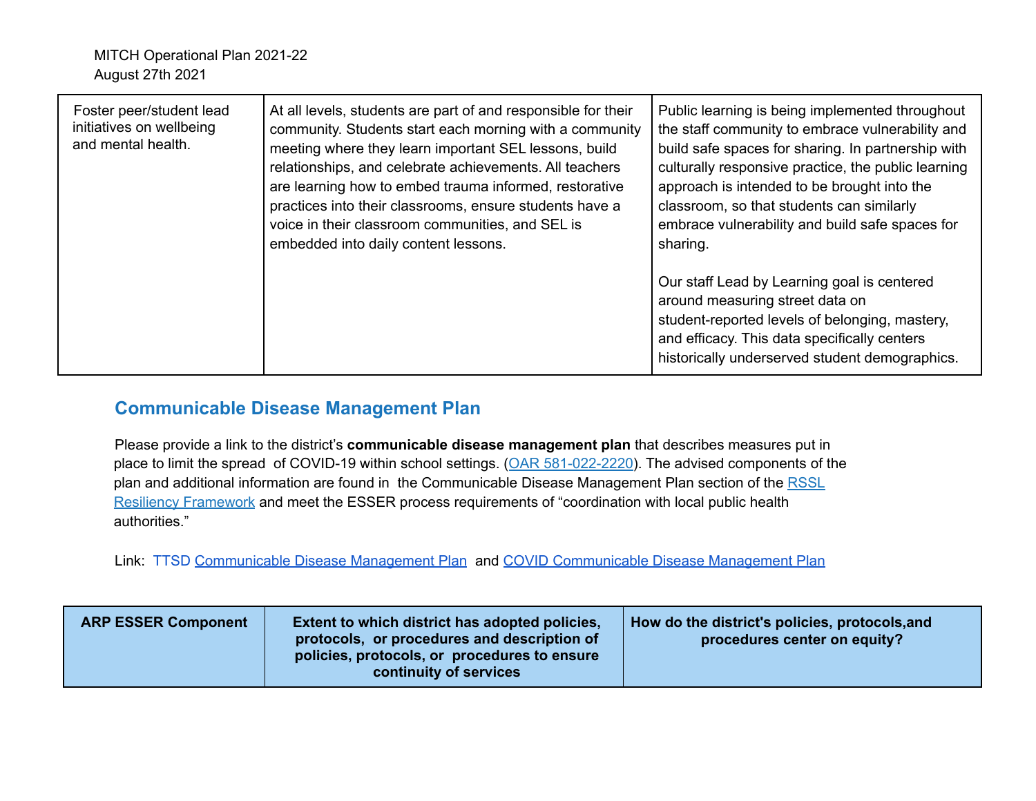| Foster peer/student lead initiatives on wellbeing and mental health. | At all levels, students are part of and responsible for their community. Students start each morning with a community meeting where they learn important SEL lessons, build relationships, and celebrate achievements. All teachers are learning how to embed trauma informed, restorative practices into their classrooms, ensure students have a voice in their classroom communities, and SEL is embedded into daily content lessons. | Public learning is being implemented throughout the staff community to embrace vulnerability and build safe spaces for sharing. In partnership with culturally responsive practice, the public learning approach is intended to be brought into the classroom, so that students can similarly embrace vulnerability and build safe spaces for sharing.<br><br>Our staff Lead by Learning goal is centered around measuring street data on student-reported levels of belonging, mastery, and efficacy. This data specifically centers historically underserved student demographics. |
|---|---|---|

## Communicable Disease Management Plan

Please provide a link to the district's **communicable disease management plan** that describes measures put in place to limit the spread of COVID-19 within school settings. (OAR 581-022-2220). The advised components of the plan and additional information are found in the Communicable Disease Management Plan section of the RSSL Resiliency Framework and meet the ESSER process requirements of "coordination with local public health authorities."

Link: TTSD Communicable Disease Management Plan and COVID Communicable Disease Management Plan

| ARP ESSER Component | Extent to which district has adopted policies, protocols, or procedures and description of policies, protocols, or procedures to ensure continuity of services | How do the district's policies, protocols,and procedures center on equity? |
|---|---|---|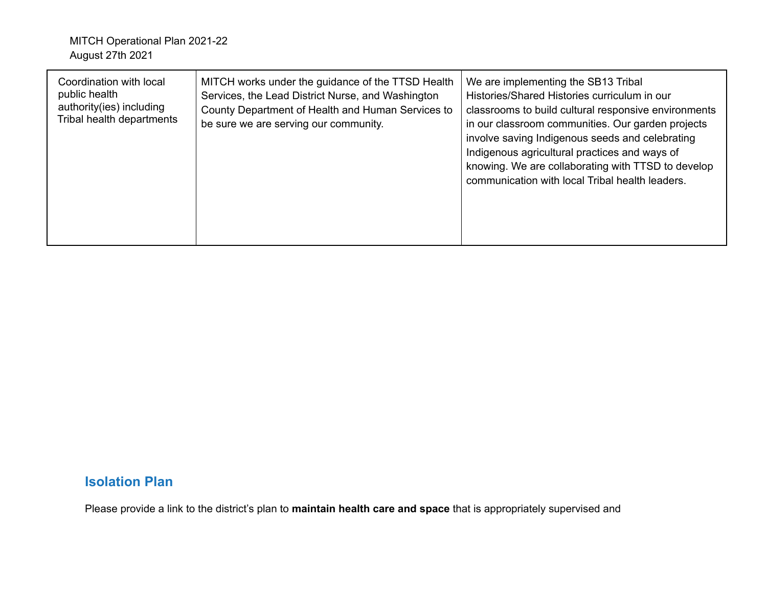| Coordination with local public health authority(ies) including Tribal health departments | MITCH works under the guidance of the TTSD Health Services, the Lead District Nurse, and Washington County Department of Health and Human Services to be sure we are serving our community. | We are implementing the SB13 Tribal Histories/Shared Histories curriculum in our classrooms to build cultural responsive environments in our classroom communities. Our garden projects involve saving Indigenous seeds and celebrating Indigenous agricultural practices and ways of knowing. We are collaborating with TTSD to develop communication with local Tribal health leaders. |
|---|---|---|

## Isolation Plan

Please provide a link to the district's plan to **maintain health care and space** that is appropriately supervised and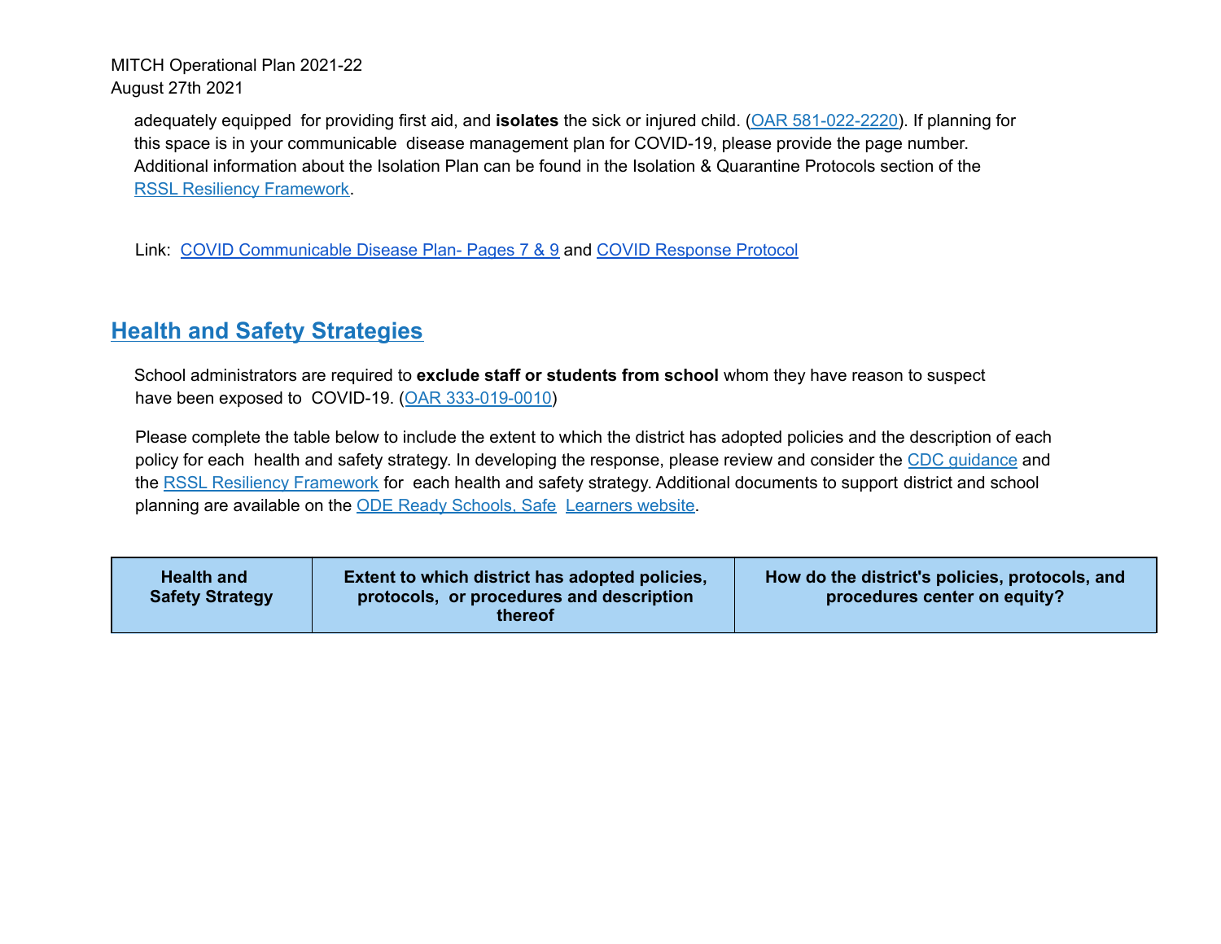adequately equipped for providing first aid, and **isolates** the sick or injured child. (OAR 581-022-2220). If planning for this space is in your communicable disease management plan for COVID-19, please provide the page number. Additional information about the Isolation Plan can be found in the Isolation & Quarantine Protocols section of the RSSL Resiliency Framework.

Link: COVID Communicable Disease Plan- Pages 7 & 9 and COVID Response Protocol

## Health and Safety Strategies

School administrators are required to **exclude staff or students from school** whom they have reason to suspect have been exposed to COVID-19. (OAR 333-019-0010)

Please complete the table below to include the extent to which the district has adopted policies and the description of each policy for each health and safety strategy. In developing the response, please review and consider the CDC guidance and the RSSL Resiliency Framework for each health and safety strategy. Additional documents to support district and school planning are available on the ODE Ready Schools, Safe Learners website.

| Health and Safety Strategy | Extent to which district has adopted policies, protocols, or procedures and description thereof | How do the district's policies, protocols, and procedures center on equity? |
|---|---|---|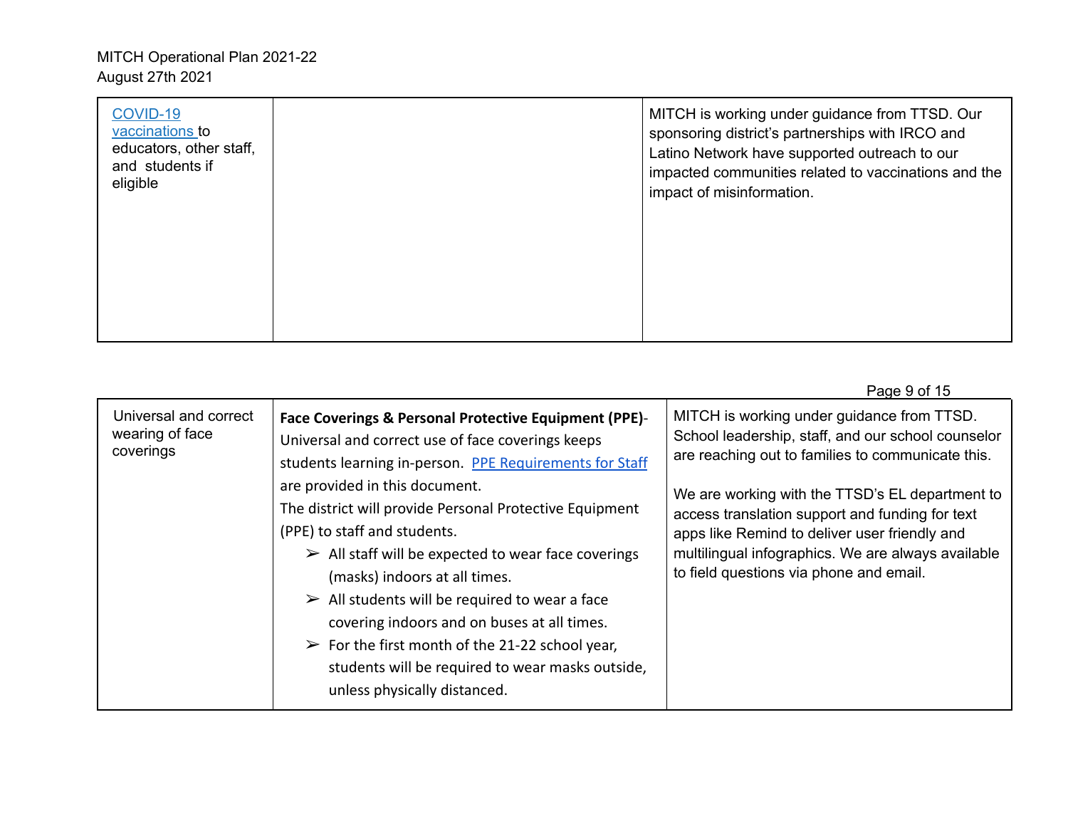| | | |
|---|---|---|
| [COVID-19 vaccinations](#) to educators, other staff, and students if eligible | | MITCH is working under guidance from TTSD. Our sponsoring district's partnerships with IRCO and Latino Network have supported outreach to our impacted communities related to vaccinations and the impact of misinformation. |

| | | |
|---|---|---|
| Universal and correct wearing of face coverings | **Face Coverings & Personal Protective Equipment (PPE)**- Universal and correct use of face coverings keeps students learning in-person. [PPE Requirements for Staff](#) are provided in this document.<br>The district will provide Personal Protective Equipment (PPE) to staff and students.<br>➢ All staff will be expected to wear face coverings (masks) indoors at all times.<br>➢ All students will be required to wear a face covering indoors and on buses at all times.<br>➢ For the first month of the 21-22 school year, students will be required to wear masks outside, unless physically distanced. | MITCH is working under guidance from TTSD. School leadership, staff, and our school counselor are reaching out to families to communicate this.<br><br>We are working with the TTSD's EL department to access translation support and funding for text apps like Remind to deliver user friendly and multilingual infographics. We are always available to field questions via phone and email. |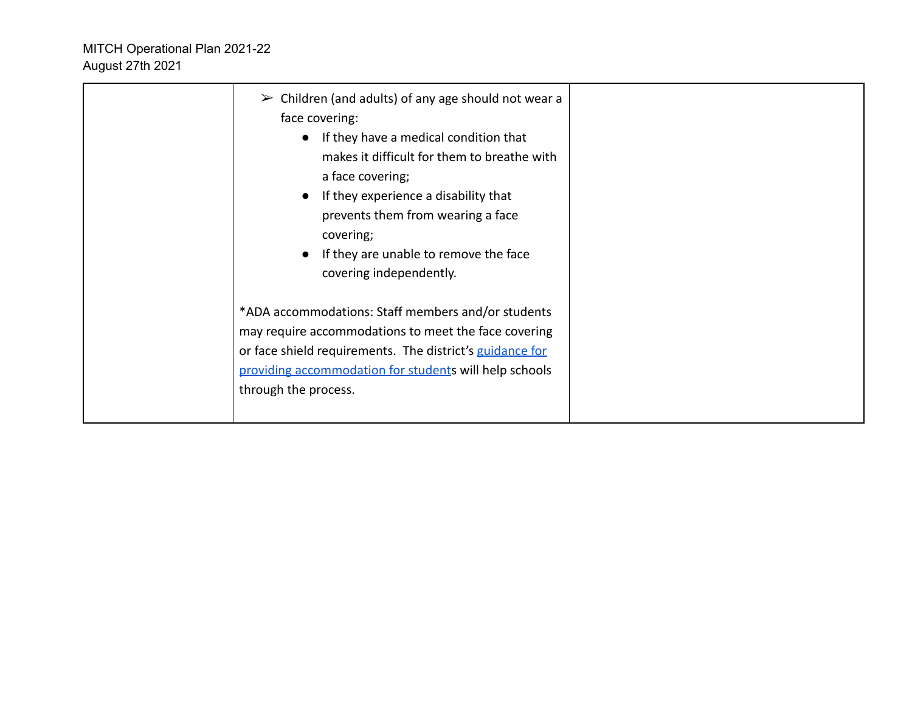| | | |
|---|---|---|
| | ➢ Children (and adults) of any age should not wear a face covering:<br>● If they have a medical condition that makes it difficult for them to breathe with a face covering;<br>● If they experience a disability that prevents them from wearing a face covering;<br>● If they are unable to remove the face covering independently.<br><br>*ADA accommodations: Staff members and/or students may require accommodations to meet the face covering or face shield requirements. The district's guidance for providing accommodation for students will help schools through the process. | |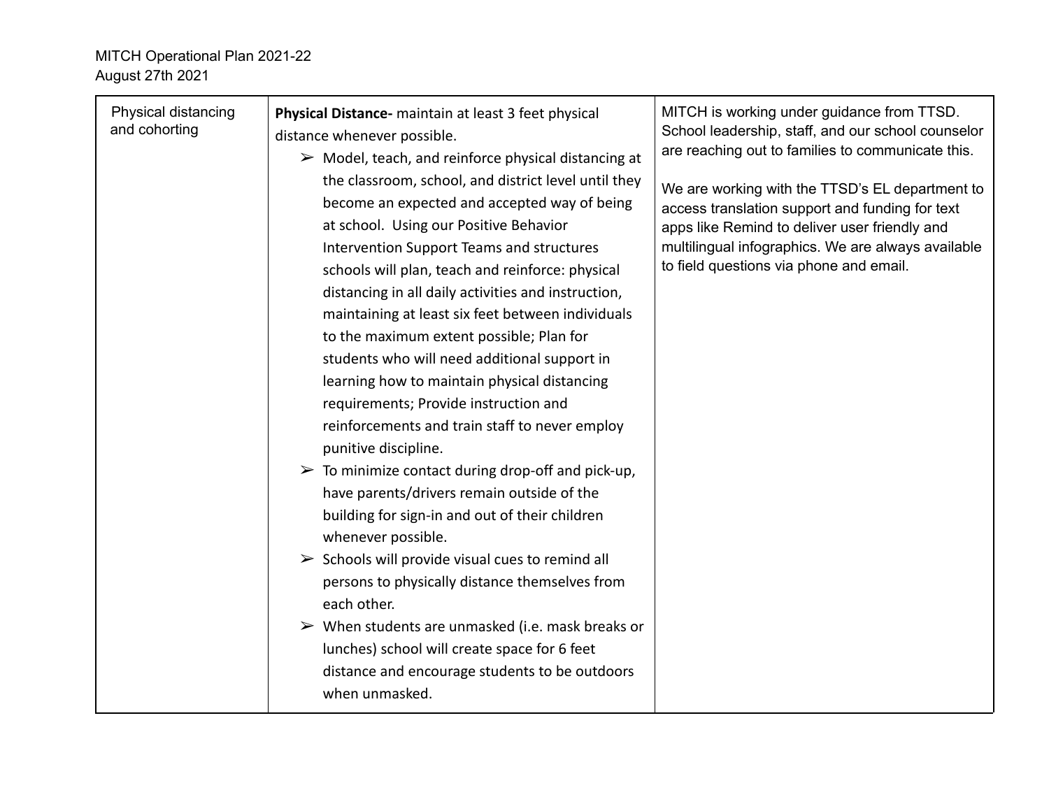| Physical distancing and cohorting | **Physical Distance-** maintain at least 3 feet physical distance whenever possible.<br>➢ Model, teach, and reinforce physical distancing at the classroom, school, and district level until they become an expected and accepted way of being at school. Using our Positive Behavior Intervention Support Teams and structures schools will plan, teach and reinforce: physical distancing in all daily activities and instruction, maintaining at least six feet between individuals to the maximum extent possible; Plan for students who will need additional support in learning how to maintain physical distancing requirements; Provide instruction and reinforcements and train staff to never employ punitive discipline.<br>➢ To minimize contact during drop-off and pick-up, have parents/drivers remain outside of the building for sign-in and out of their children whenever possible.<br>➢ Schools will provide visual cues to remind all persons to physically distance themselves from each other.<br>➢ When students are unmasked (i.e. mask breaks or lunches) school will create space for 6 feet distance and encourage students to be outdoors when unmasked. | MITCH is working under guidance from TTSD. School leadership, staff, and our school counselor are reaching out to families to communicate this.<br><br>We are working with the TTSD's EL department to access translation support and funding for text apps like Remind to deliver user friendly and multilingual infographics. We are always available to field questions via phone and email. |
|---|---|---|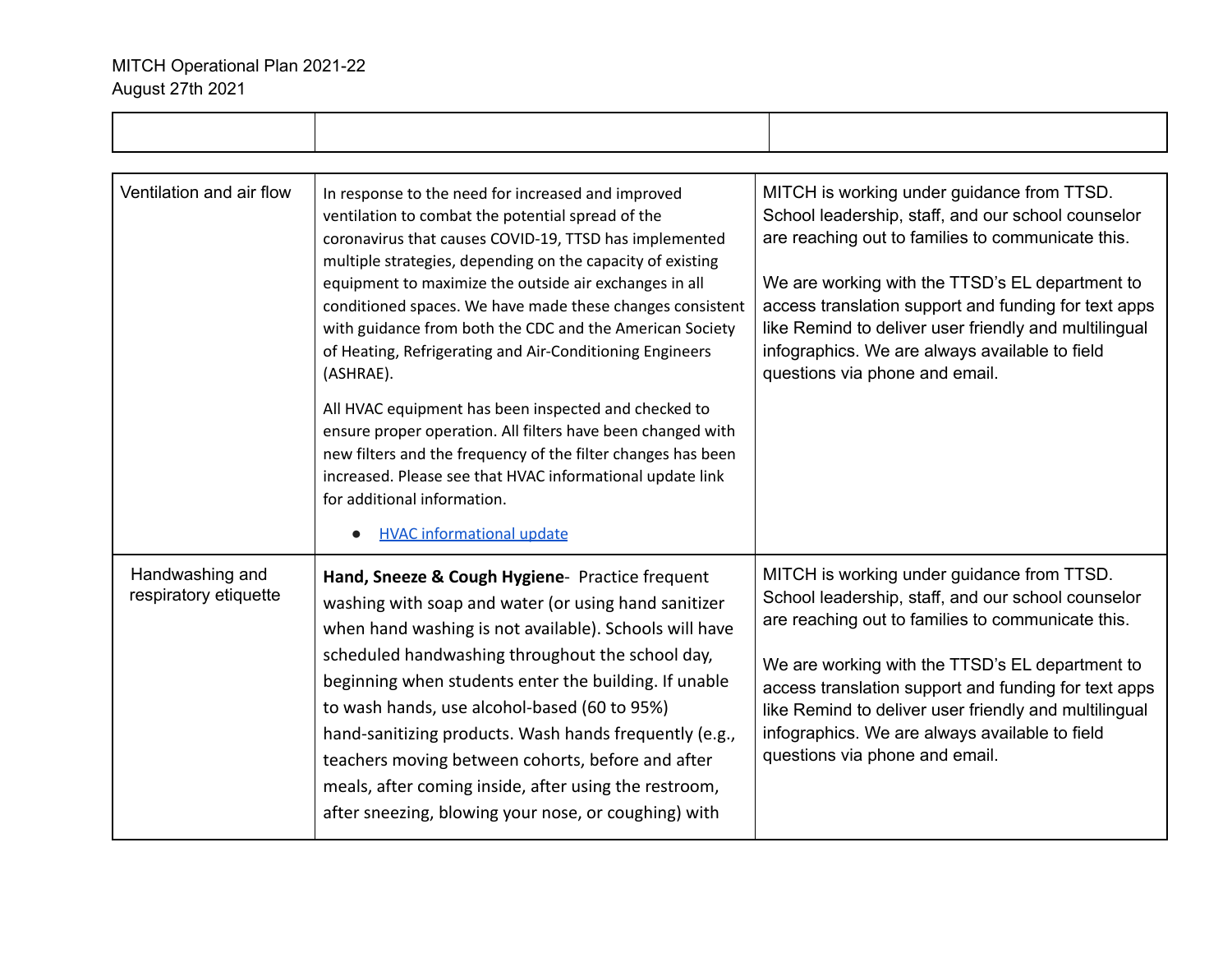| | | |
|---|---|---|
| Ventilation and air flow | In response to the need for increased and improved ventilation to combat the potential spread of the coronavirus that causes COVID-19, TTSD has implemented multiple strategies, depending on the capacity of existing equipment to maximize the outside air exchanges in all conditioned spaces. We have made these changes consistent with guidance from both the CDC and the American Society of Heating, Refrigerating and Air-Conditioning Engineers (ASHRAE).<br><br>All HVAC equipment has been inspected and checked to ensure proper operation. All filters have been changed with new filters and the frequency of the filter changes has been increased. Please see that HVAC informational update link for additional information.<br><br>- HVAC informational update | MITCH is working under guidance from TTSD. School leadership, staff, and our school counselor are reaching out to families to communicate this.<br><br>We are working with the TTSD's EL department to access translation support and funding for text apps like Remind to deliver user friendly and multilingual infographics. We are always available to field questions via phone and email. |
| Handwashing and respiratory etiquette | **Hand, Sneeze & Cough Hygiene**- Practice frequent washing with soap and water (or using hand sanitizer when hand washing is not available). Schools will have scheduled handwashing throughout the school day, beginning when students enter the building. If unable to wash hands, use alcohol-based (60 to 95%) hand-sanitizing products. Wash hands frequently (e.g., teachers moving between cohorts, before and after meals, after coming inside, after using the restroom, after sneezing, blowing your nose, or coughing) with | MITCH is working under guidance from TTSD. School leadership, staff, and our school counselor are reaching out to families to communicate this.<br><br>We are working with the TTSD's EL department to access translation support and funding for text apps like Remind to deliver user friendly and multilingual infographics. We are always available to field questions via phone and email. |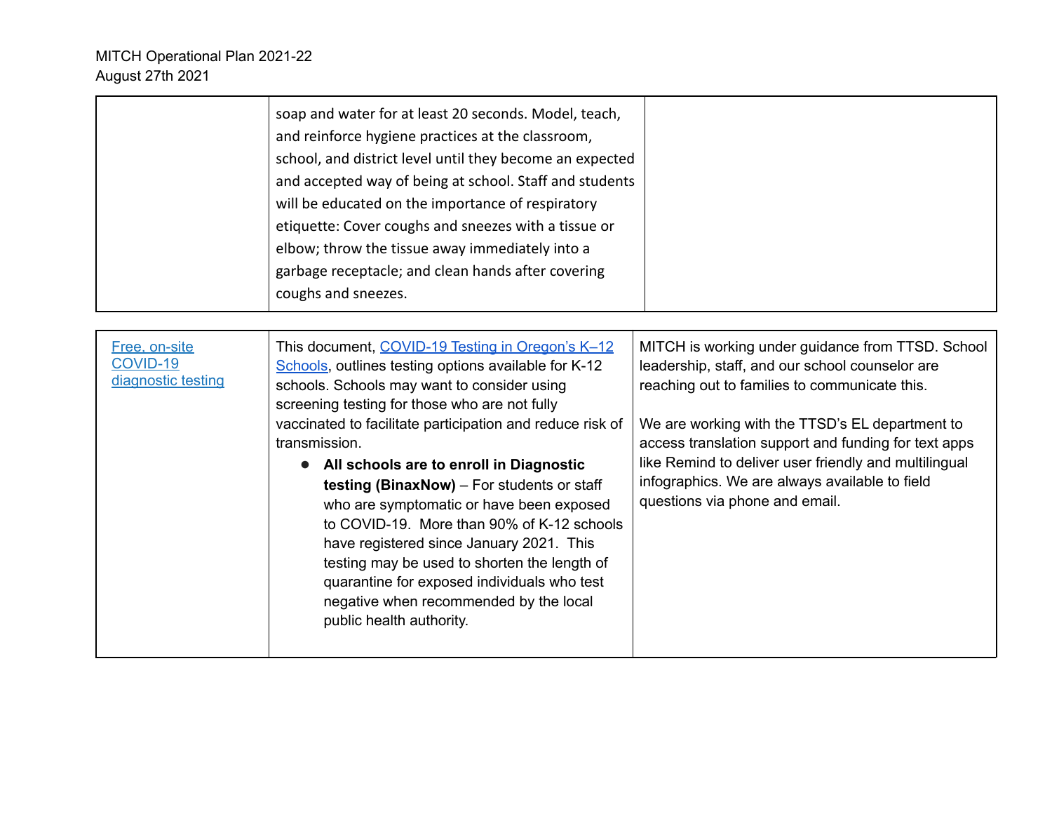| | | |
|---|---|---|
| | soap and water for at least 20 seconds. Model, teach, and reinforce hygiene practices at the classroom, school, and district level until they become an expected and accepted way of being at school. Staff and students will be educated on the importance of respiratory etiquette: Cover coughs and sneezes with a tissue or elbow; throw the tissue away immediately into a garbage receptacle; and clean hands after covering coughs and sneezes. | |

| | | |
|---|---|---|
| Free, on-site COVID-19 diagnostic testing | This document, COVID-19 Testing in Oregon's K–12 Schools, outlines testing options available for K-12 schools. Schools may want to consider using screening testing for those who are not fully vaccinated to facilitate participation and reduce risk of transmission.<br>• **All schools are to enroll in Diagnostic testing (BinaxNow)** – For students or staff who are symptomatic or have been exposed to COVID-19. More than 90% of K-12 schools have registered since January 2021. This testing may be used to shorten the length of quarantine for exposed individuals who test negative when recommended by the local public health authority. | MITCH is working under guidance from TTSD. School leadership, staff, and our school counselor are reaching out to families to communicate this.<br><br>We are working with the TTSD's EL department to access translation support and funding for text apps like Remind to deliver user friendly and multilingual infographics. We are always available to field questions via phone and email. |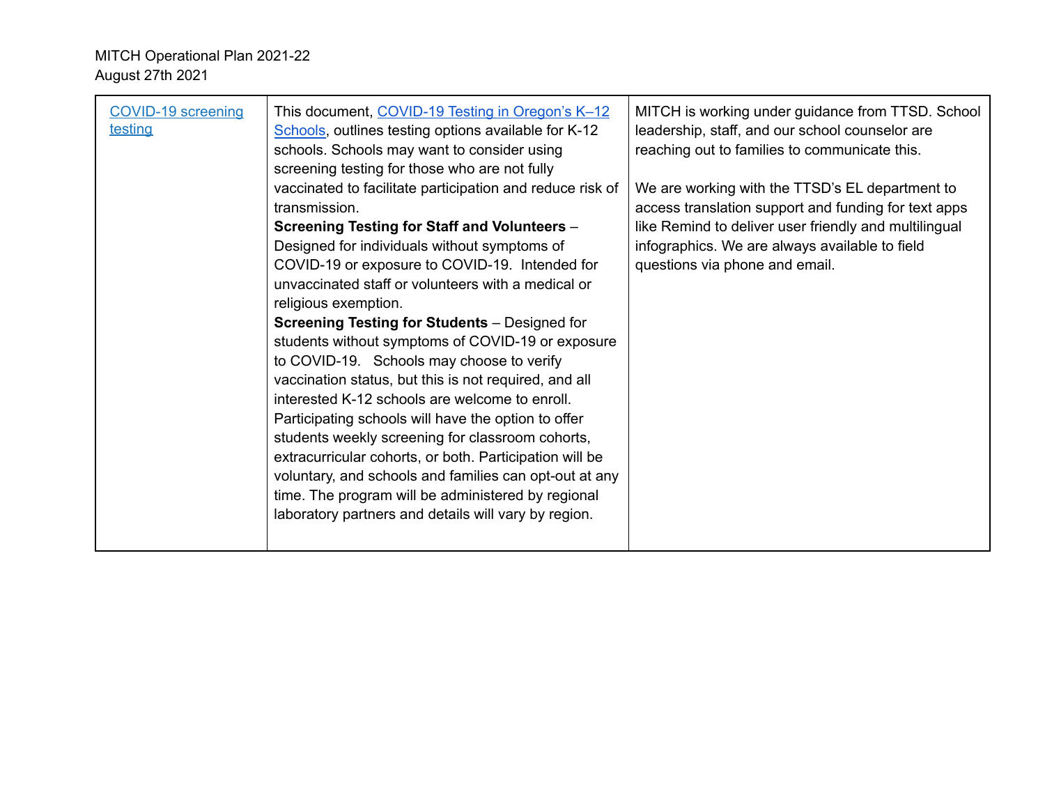| COVID-19 screening testing | This document, COVID-19 Testing in Oregon's K–12 Schools, outlines testing options available for K-12 schools. Schools may want to consider using screening testing for those who are not fully vaccinated to facilitate participation and reduce risk of transmission.<br>**Screening Testing for Staff and Volunteers** – Designed for individuals without symptoms of COVID-19 or exposure to COVID-19. Intended for unvaccinated staff or volunteers with a medical or religious exemption.<br>**Screening Testing for Students** – Designed for students without symptoms of COVID-19 or exposure to COVID-19. Schools may choose to verify vaccination status, but this is not required, and all interested K-12 schools are welcome to enroll. Participating schools will have the option to offer students weekly screening for classroom cohorts, extracurricular cohorts, or both. Participation will be voluntary, and schools and families can opt-out at any time. The program will be administered by regional laboratory partners and details will vary by region. | MITCH is working under guidance from TTSD. School leadership, staff, and our school counselor are reaching out to families to communicate this.<br><br>We are working with the TTSD's EL department to access translation support and funding for text apps like Remind to deliver user friendly and multilingual infographics. We are always available to field questions via phone and email. |
|---|---|---|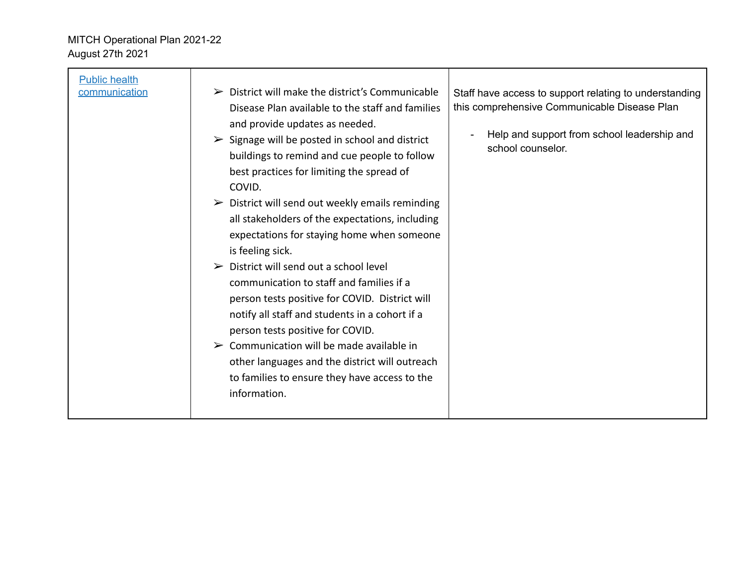| | | |
|---|---|---|
| Public health communication | ➢ District will make the district's Communicable Disease Plan available to the staff and families and provide updates as needed.<br>➢ Signage will be posted in school and district buildings to remind and cue people to follow best practices for limiting the spread of COVID.<br>➢ District will send out weekly emails reminding all stakeholders of the expectations, including expectations for staying home when someone is feeling sick.<br>➢ District will send out a school level communication to staff and families if a person tests positive for COVID. District will notify all staff and students in a cohort if a person tests positive for COVID.<br>➢ Communication will be made available in other languages and the district will outreach to families to ensure they have access to the information. | Staff have access to support relating to understanding this comprehensive Communicable Disease Plan<br>- Help and support from school leadership and school counselor. |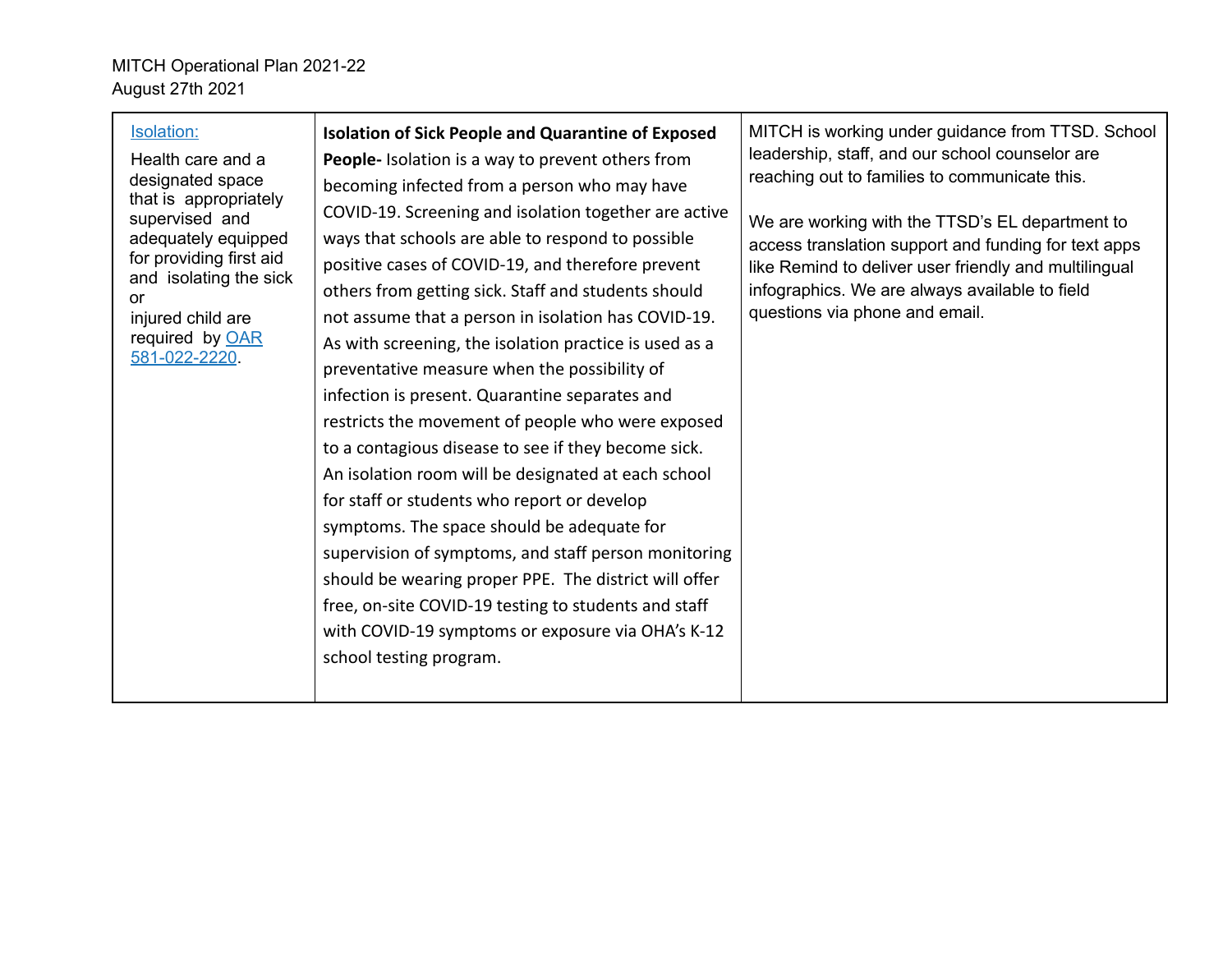| Isolation: Health care and a designated space that is appropriately supervised and adequately equipped for providing first aid and isolating the sick or injured child are required by OAR 581-022-2220. | **Isolation of Sick People and Quarantine of Exposed People-** Isolation is a way to prevent others from becoming infected from a person who may have COVID-19. Screening and isolation together are active ways that schools are able to respond to possible positive cases of COVID-19, and therefore prevent others from getting sick. Staff and students should not assume that a person in isolation has COVID-19. As with screening, the isolation practice is used as a preventative measure when the possibility of infection is present. Quarantine separates and restricts the movement of people who were exposed to a contagious disease to see if they become sick. An isolation room will be designated at each school for staff or students who report or develop symptoms. The space should be adequate for supervision of symptoms, and staff person monitoring should be wearing proper PPE. The district will offer free, on-site COVID-19 testing to students and staff with COVID-19 symptoms or exposure via OHA's K-12 school testing program. | MITCH is working under guidance from TTSD. School leadership, staff, and our school counselor are reaching out to families to communicate this.<br><br>We are working with the TTSD's EL department to access translation support and funding for text apps like Remind to deliver user friendly and multilingual infographics. We are always available to field questions via phone and email. |
|---|---|---|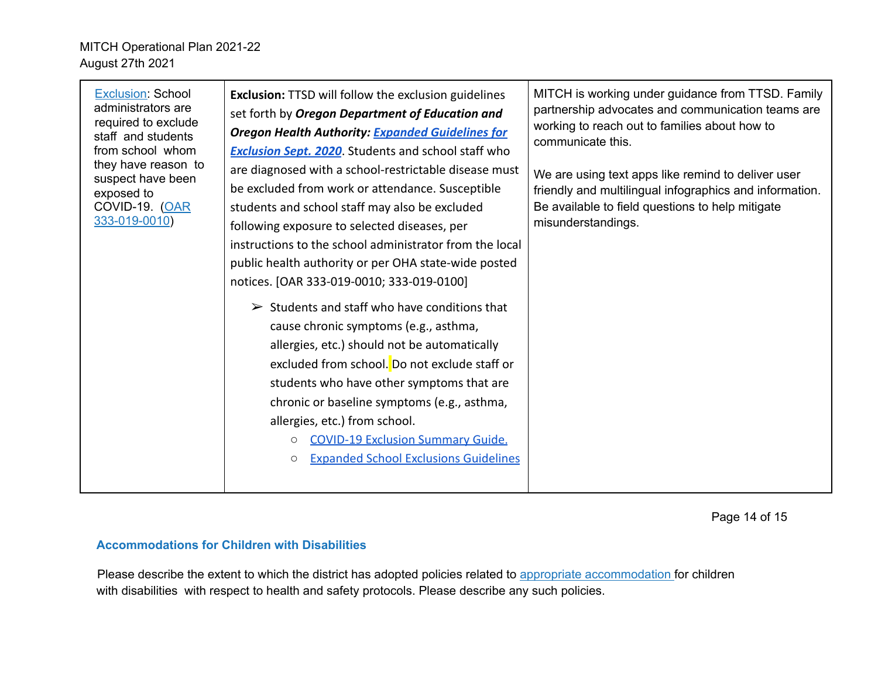| Exclusion: School administrators are required to exclude staff and students from school whom they have reason to suspect have been exposed to COVID-19. (OAR 333-019-0010) | **Exclusion:** TTSD will follow the exclusion guidelines set forth by ***Oregon Department of Education and Oregon Health Authority: Expanded Guidelines for Exclusion Sept. 2020***. Students and school staff who are diagnosed with a school-restrictable disease must be excluded from work or attendance. Susceptible students and school staff may also be excluded following exposure to selected diseases, per instructions to the school administrator from the local public health authority or per OHA state-wide posted notices. [OAR 333-019-0010; 333-019-0100]<br><br>➢ Students and staff who have conditions that cause chronic symptoms (e.g., asthma, allergies, etc.) should not be automatically excluded from school. Do not exclude staff or students who have other symptoms that are chronic or baseline symptoms (e.g., asthma, allergies, etc.) from school.<br>○ COVID-19 Exclusion Summary Guide.<br>○ Expanded School Exclusions Guidelines | MITCH is working under guidance from TTSD. Family partnership advocates and communication teams are working to reach out to families about how to communicate this.<br><br>We are using text apps like remind to deliver user friendly and multilingual infographics and information. Be available to field questions to help mitigate misunderstandings. |
|---|---|---|

### Accommodations for Children with Disabilities

Please describe the extent to which the district has adopted policies related to appropriate accommodation for children with disabilities with respect to health and safety protocols. Please describe any such policies.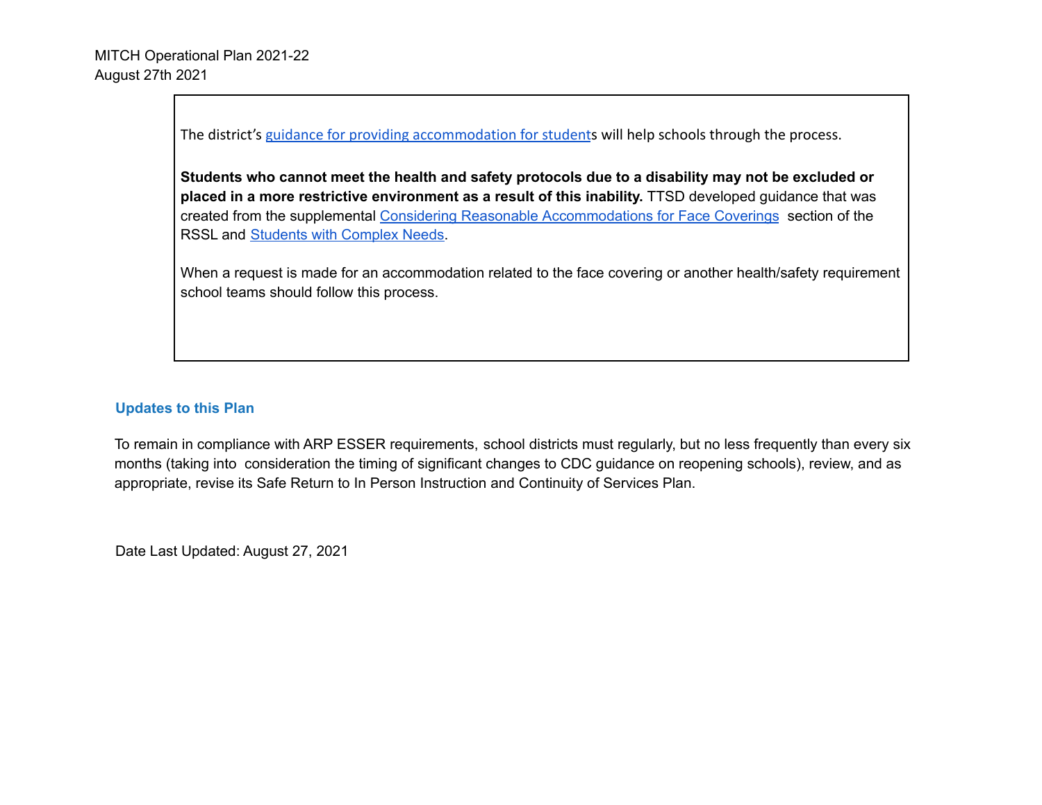The district's guidance for providing accommodation for students will help schools through the process.

**Students who cannot meet the health and safety protocols due to a disability may not be excluded or placed in a more restrictive environment as a result of this inability.** TTSD developed guidance that was created from the supplemental Considering Reasonable Accommodations for Face Coverings section of the RSSL and Students with Complex Needs.

When a request is made for an accommodation related to the face covering or another health/safety requirement school teams should follow this process.

### Updates to this Plan

To remain in compliance with ARP ESSER requirements, school districts must regularly, but no less frequently than every six months (taking into consideration the timing of significant changes to CDC guidance on reopening schools), review, and as appropriate, revise its Safe Return to In Person Instruction and Continuity of Services Plan.

Date Last Updated: August 27, 2021